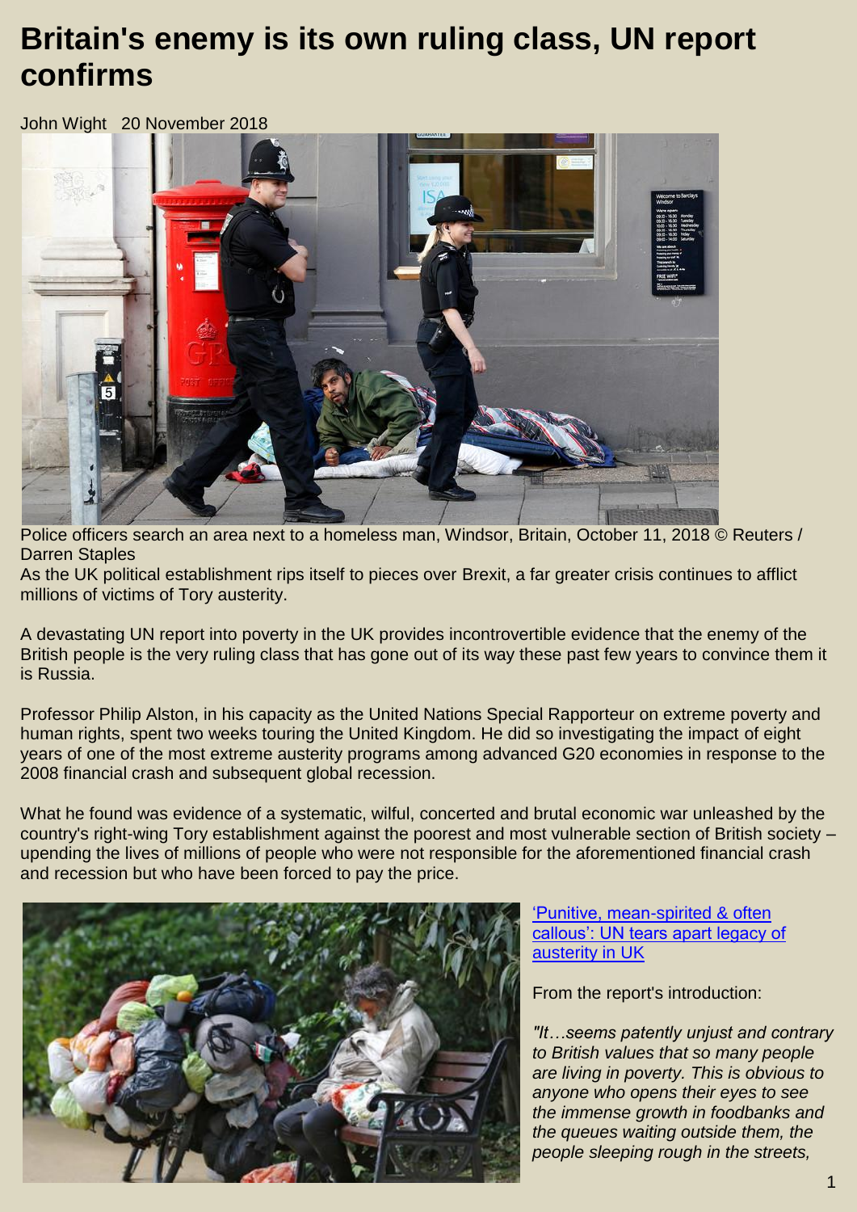# Britain's enemy is its own ruling class, UN report confirms

John Wight 20 November 2018

Police officers search an area next to a homeless man, Windsor, Britain, October 11, 2018 © Reuters / Darren Staples

As the UK political establishment rips itself to pieces over Brexit, a far greater crisis continues to afflict millions of victims of Tory austerity.

A devastating UN report into poverty in the UK provides incontrovertible evidence that the enemy of the British people is the very ruling class that has gone out of its way these past few years to convince them it is Russia.

Professor Philip Alston, in his capacity as the United Nations Special Rapporteur on extreme poverty and human rights, spent two weeks touring the United Kingdom. He did so investigating the impact of eight years of one of the most extreme austerity programs among advanced G20 economies in response to the 2008 financial crash and subsequent global recession.

What he found was evidence of a systematic, wilful, concerted and brutal economic war unleashed by the country's right-wing Tory establishment against the poorest and most vulnerable section of British society – upending the lives of millions of people who were not responsible for the aforementioned financial crash and recession but who have been forced to pay the price.

['Punitive, mean-spirited & often callous': UN tears apart legacy of austerity in UK]

From the report's introduction:

*"It…seems patently unjust and contrary to British values that so many people are living in poverty. This is obvious to anyone who opens their eyes to see the immense growth in foodbanks and the queues waiting outside them, the people sleeping rough in the streets,*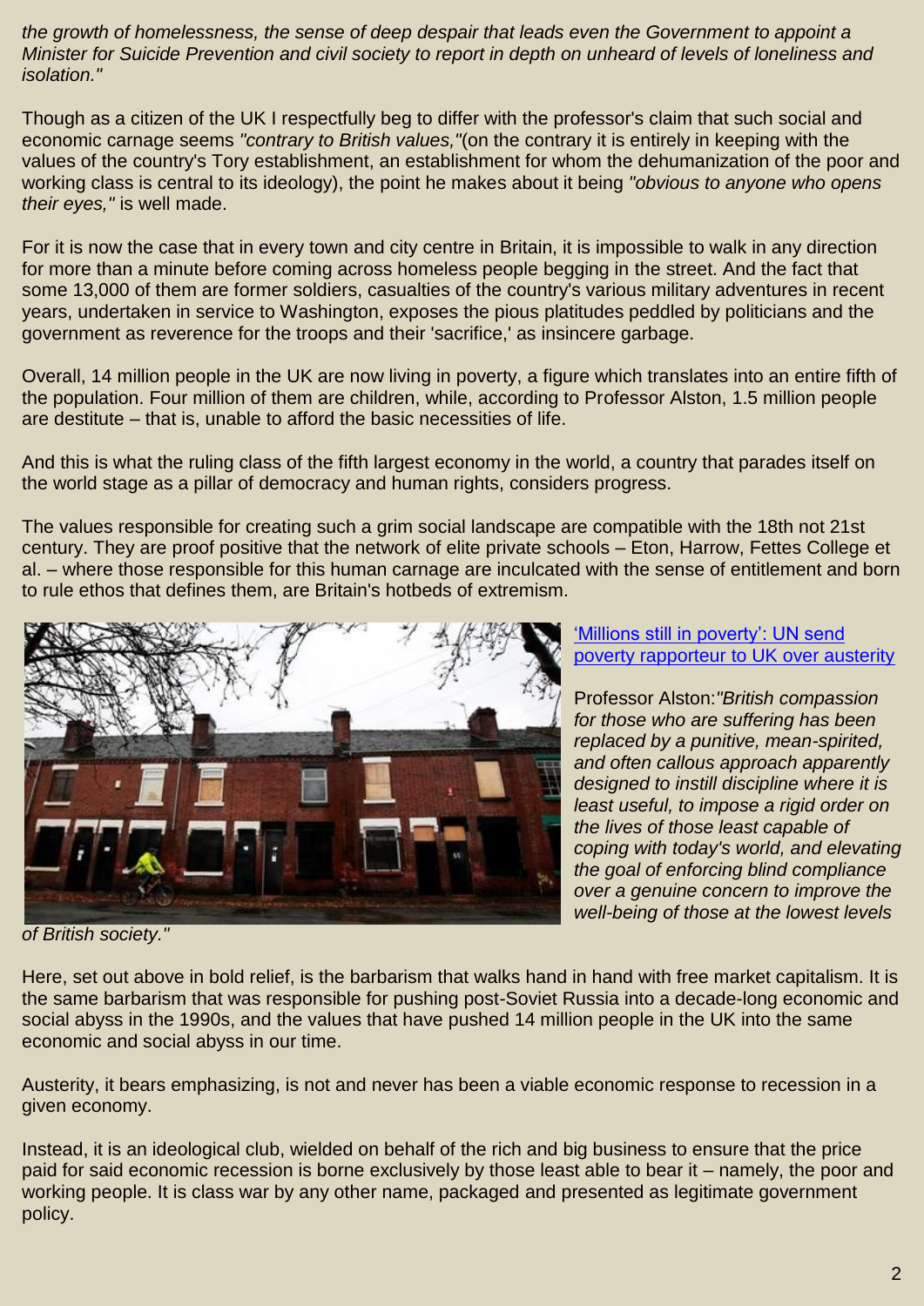*the growth of homelessness, the sense of deep despair that leads even the Government to appoint a Minister for Suicide Prevention and civil society to report in depth on unheard of levels of loneliness and isolation."*

Though as a citizen of the UK I respectfully beg to differ with the professor's claim that such social and economic carnage seems *"contrary to British values,"*(on the contrary it is entirely in keeping with the values of the country's Tory establishment, an establishment for whom the dehumanization of the poor and working class is central to its ideology), the point he makes about it being *"obvious to anyone who opens their eyes,"* is well made.

For it is now the case that in every town and city centre in Britain, it is impossible to walk in any direction for more than a minute before coming across homeless people begging in the street. And the fact that some 13,000 of them are former soldiers, casualties of the country's various military adventures in recent years, undertaken in service to Washington, exposes the pious platitudes peddled by politicians and the government as reverence for the troops and their 'sacrifice,' as insincere garbage.

Overall, 14 million people in the UK are now living in poverty, a figure which translates into an entire fifth of the population. Four million of them are children, while, according to Professor Alston, 1.5 million people are destitute – that is, unable to afford the basic necessities of life.

And this is what the ruling class of the fifth largest economy in the world, a country that parades itself on the world stage as a pillar of democracy and human rights, considers progress.

The values responsible for creating such a grim social landscape are compatible with the 18th not 21st century. They are proof positive that the network of elite private schools – Eton, Harrow, Fettes College et al. – where those responsible for this human carnage are inculcated with the sense of entitlement and born to rule ethos that defines them, are Britain's hotbeds of extremism.

'Millions still in poverty': UN send poverty rapporteur to UK over austerity

Professor Alston:*"British compassion for those who are suffering has been replaced by a punitive, mean-spirited, and often callous approach apparently designed to instill discipline where it is least useful, to impose a rigid order on the lives of those least capable of coping with today's world, and elevating the goal of enforcing blind compliance over a genuine concern to improve the well-being of those at the lowest levels of British society."*

Here, set out above in bold relief, is the barbarism that walks hand in hand with free market capitalism. It is the same barbarism that was responsible for pushing post-Soviet Russia into a decade-long economic and social abyss in the 1990s, and the values that have pushed 14 million people in the UK into the same economic and social abyss in our time.

Austerity, it bears emphasizing, is not and never has been a viable economic response to recession in a given economy.

Instead, it is an ideological club, wielded on behalf of the rich and big business to ensure that the price paid for said economic recession is borne exclusively by those least able to bear it – namely, the poor and working people. It is class war by any other name, packaged and presented as legitimate government policy.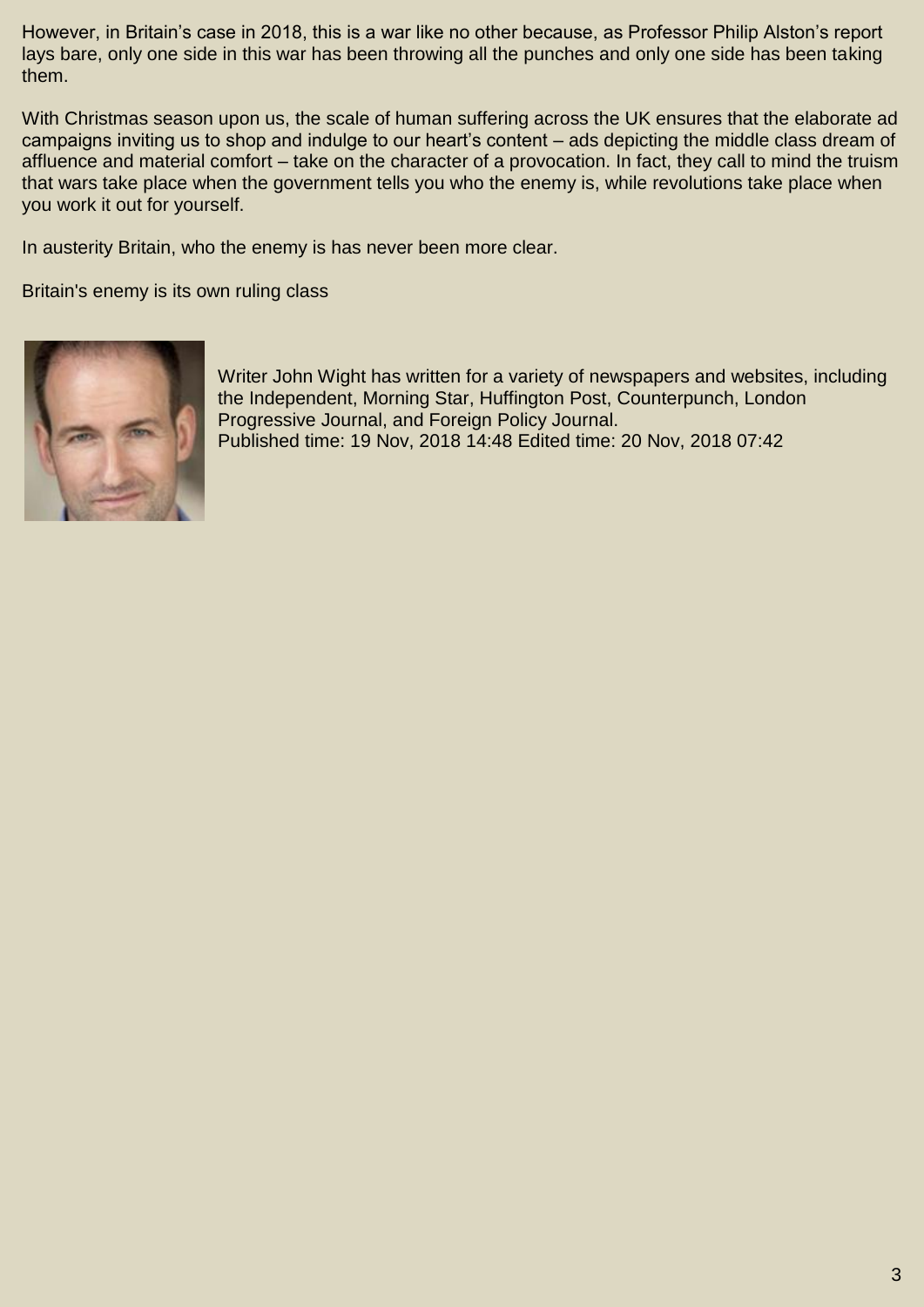However, in Britain's case in 2018, this is a war like no other because, as Professor Philip Alston's report lays bare, only one side in this war has been throwing all the punches and only one side has been taking them.

With Christmas season upon us, the scale of human suffering across the UK ensures that the elaborate ad campaigns inviting us to shop and indulge to our heart's content – ads depicting the middle class dream of affluence and material comfort – take on the character of a provocation. In fact, they call to mind the truism that wars take place when the government tells you who the enemy is, while revolutions take place when you work it out for yourself.

In austerity Britain, who the enemy is has never been more clear.

Britain's enemy is its own ruling class

Writer John Wight has written for a variety of newspapers and websites, including the Independent, Morning Star, Huffington Post, Counterpunch, London Progressive Journal, and Foreign Policy Journal.
Published time: 19 Nov, 2018 14:48 Edited time: 20 Nov, 2018 07:42